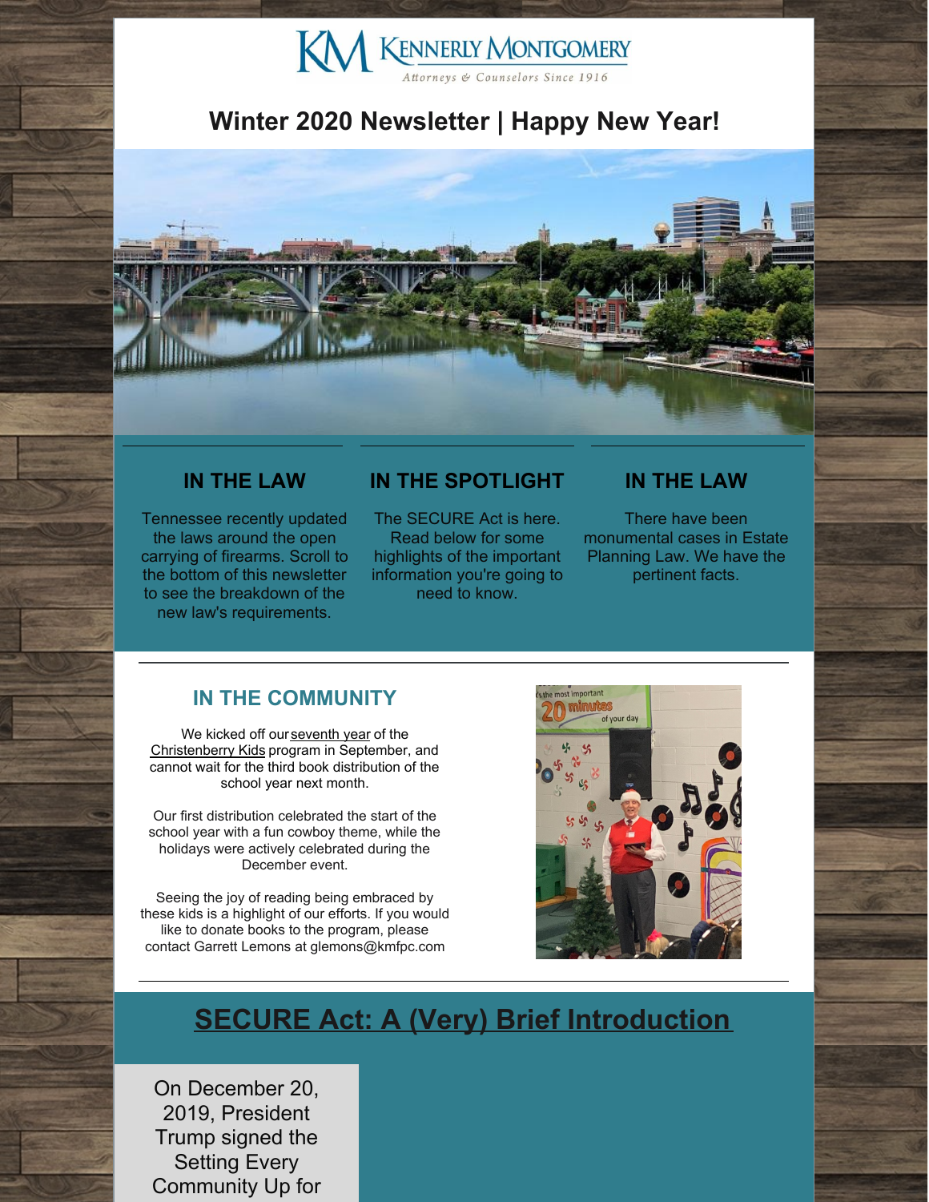KENNERLY MONTGOMERY

*Attorneys & Counselors Since 1916*

# Winter 2020 Newsletter | Happy New Year!

## IN THE LAW

Tennessee recently updated the laws around the open carrying of firearms. Scroll to the bottom of this newsletter to see the breakdown of the new law's requirements.

## IN THE SPOTLIGHT

The SECURE Act is here. Read below for some highlights of the important information you're going to need to know.

## IN THE LAW

There have been monumental cases in Estate Planning Law. We have the pertinent facts.

## IN THE COMMUNITY

We kicked off our seventh year of the Christenberry Kids program in September, and cannot wait for the third book distribution of the school year next month.

Our first distribution celebrated the start of the school year with a fun cowboy theme, while the holidays were actively celebrated during the December event.

Seeing the joy of reading being embraced by these kids is a highlight of our efforts. If you would like to donate books to the program, please contact Garrett Lemons at glemons@kmfpc.com

# SECURE Act: A (Very) Brief Introduction

On December 20, 2019, President Trump signed the Setting Every Community Up for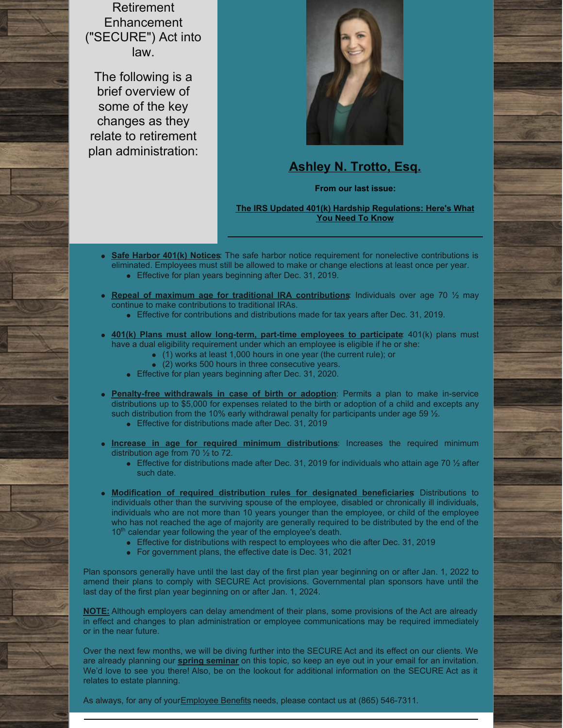Retirement Enhancement ("SECURE") Act into law.

The following is a brief overview of some of the key changes as they relate to retirement plan administration:

**Ashley N. Trotto, Esq.**

**From our last issue:**

**The IRS Updated 401(k) Hardship Regulations: Here's What You Need To Know**

- **Safe Harbor 401(k) Notices**: The safe harbor notice requirement for nonelective contributions is eliminated. Employees must still be allowed to make or change elections at least once per year.
  - Effective for plan years beginning after Dec. 31, 2019.
- **Repeal of maximum age for traditional IRA contributions**: Individuals over age 70 ½ may continue to make contributions to traditional IRAs.
  - Effective for contributions and distributions made for tax years after Dec. 31, 2019.
- **401(k) Plans must allow long-term, part-time employees to participate**: 401(k) plans must have a dual eligibility requirement under which an employee is eligible if he or she:
  - (1) works at least 1,000 hours in one year (the current rule); or
  - (2) works 500 hours in three consecutive years.
  - Effective for plan years beginning after Dec. 31, 2020.
- **Penalty-free withdrawals in case of birth or adoption**: Permits a plan to make in-service distributions up to $5,000 for expenses related to the birth or adoption of a child and excepts any such distribution from the 10% early withdrawal penalty for participants under age 59 ½.
  - Effective for distributions made after Dec. 31, 2019
- **Increase in age for required minimum distributions**: Increases the required minimum distribution age from 70 ½ to 72.
  - Effective for distributions made after Dec. 31, 2019 for individuals who attain age 70 ½ after such date.
- **Modification of required distribution rules for designated beneficiaries**: Distributions to individuals other than the surviving spouse of the employee, disabled or chronically ill individuals, individuals who are not more than 10 years younger than the employee, or child of the employee who has not reached the age of majority are generally required to be distributed by the end of the 10th calendar year following the year of the employee's death.
  - Effective for distributions with respect to employees who die after Dec. 31, 2019
  - For government plans, the effective date is Dec. 31, 2021

Plan sponsors generally have until the last day of the first plan year beginning on or after Jan. 1, 2022 to amend their plans to comply with SECURE Act provisions. Governmental plan sponsors have until the last day of the first plan year beginning on or after Jan. 1, 2024.

**NOTE:** Although employers can delay amendment of their plans, some provisions of the Act are already in effect and changes to plan administration or employee communications may be required immediately or in the near future.

Over the next few months, we will be diving further into the SECURE Act and its effect on our clients. We are already planning our **spring seminar** on this topic, so keep an eye out in your email for an invitation. We'd love to see you there! Also, be on the lookout for additional information on the SECURE Act as it relates to estate planning.

As always, for any of your Employee Benefits needs, please contact us at (865) 546-7311.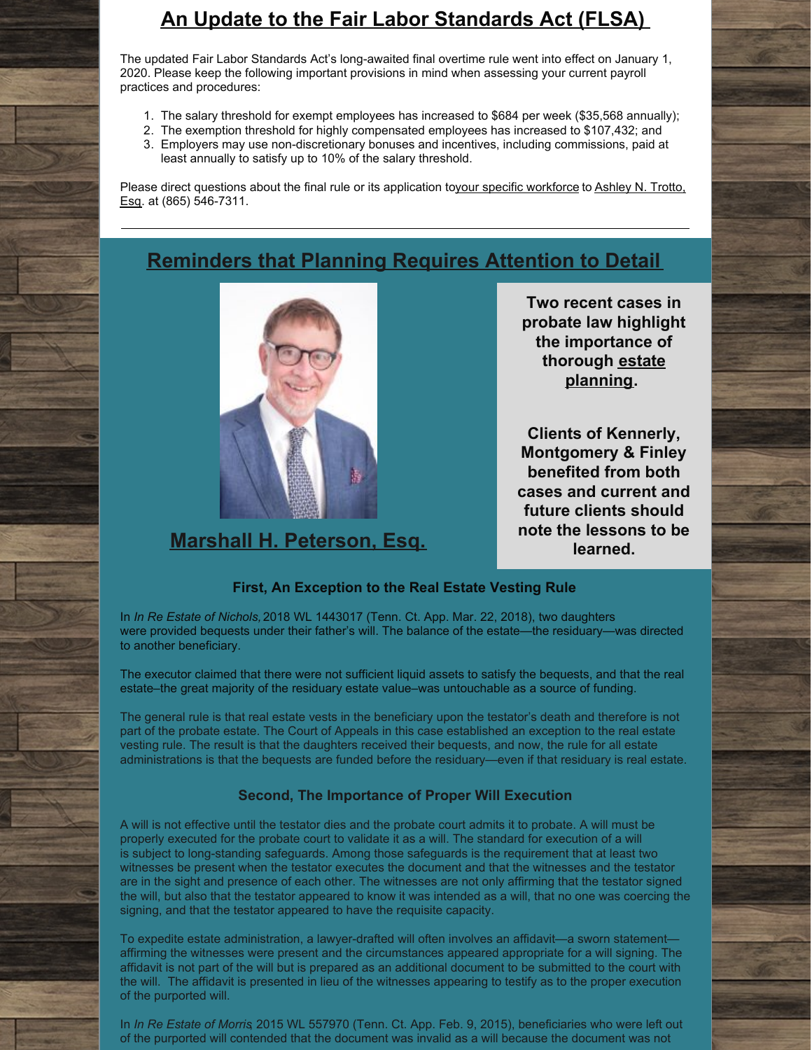## An Update to the Fair Labor Standards Act (FLSA)

The updated Fair Labor Standards Act's long-awaited final overtime rule went into effect on January 1, 2020. Please keep the following important provisions in mind when assessing your current payroll practices and procedures:

1. The salary threshold for exempt employees has increased to $684 per week ($35,568 annually);
2. The exemption threshold for highly compensated employees has increased to $107,432; and
3. Employers may use non-discretionary bonuses and incentives, including commissions, paid at least annually to satisfy up to 10% of the salary threshold.

Please direct questions about the final rule or its application toyour specific workforce to Ashley N. Trotto, Esq. at (865) 546-7311.

---

## Reminders that Planning Requires Attention to Detail

### Marshall H. Peterson, Esq.

**Two recent cases in probate law highlight the importance of thorough estate planning.**

**Clients of Kennerly, Montgomery & Finley benefited from both cases and current and future clients should note the lessons to be learned.**

### First, An Exception to the Real Estate Vesting Rule

In *In Re Estate of Nichols,* 2018 WL 1443017 (Tenn. Ct. App. Mar. 22, 2018), two daughters were provided bequests under their father's will. The balance of the estate—the residuary—was directed to another beneficiary.

The executor claimed that there were not sufficient liquid assets to satisfy the bequests, and that the real estate–the great majority of the residuary estate value–was untouchable as a source of funding.

The general rule is that real estate vests in the beneficiary upon the testator's death and therefore is not part of the probate estate. The Court of Appeals in this case established an exception to the real estate vesting rule. The result is that the daughters received their bequests, and now, the rule for all estate administrations is that the bequests are funded before the residuary—even if that residuary is real estate.

### Second, The Importance of Proper Will Execution

A will is not effective until the testator dies and the probate court admits it to probate. A will must be properly executed for the probate court to validate it as a will. The standard for execution of a will is subject to long-standing safeguards. Among those safeguards is the requirement that at least two witnesses be present when the testator executes the document and that the witnesses and the testator are in the sight and presence of each other. The witnesses are not only affirming that the testator signed the will, but also that the testator appeared to know it was intended as a will, that no one was coercing the signing, and that the testator appeared to have the requisite capacity.

To expedite estate administration, a lawyer-drafted will often involves an affidavit—a sworn statement—affirming the witnesses were present and the circumstances appeared appropriate for a will signing. The affidavit is not part of the will but is prepared as an additional document to be submitted to the court with the will. The affidavit is presented in lieu of the witnesses appearing to testify as to the proper execution of the purported will.

In *In Re Estate of Morris*, 2015 WL 557970 (Tenn. Ct. App. Feb. 9, 2015), beneficiaries who were left out of the purported will contended that the document was invalid as a will because the document was not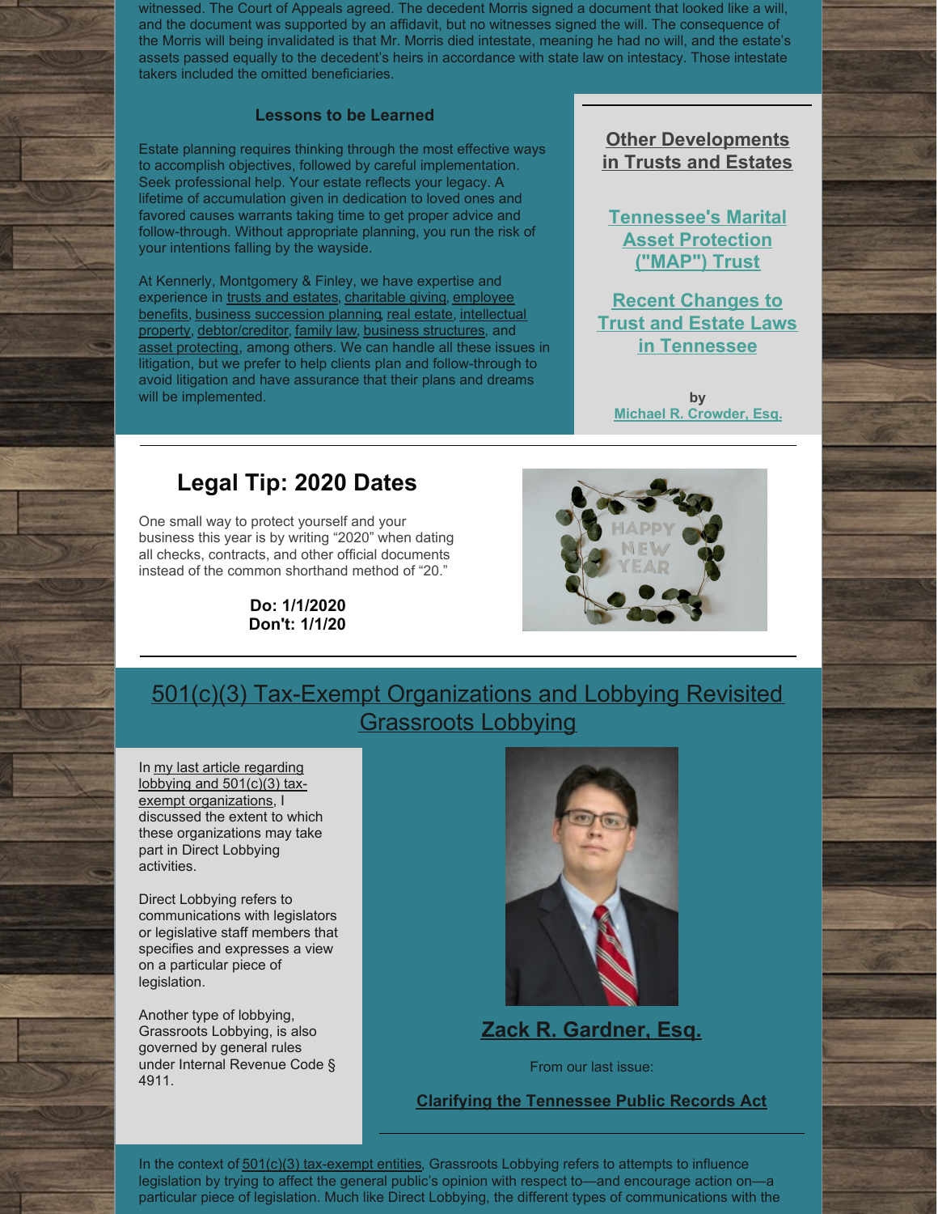witnessed. The Court of Appeals agreed. The decedent Morris signed a document that looked like a will, and the document was supported by an affidavit, but no witnesses signed the will. The consequence of the Morris will being invalidated is that Mr. Morris died intestate, meaning he had no will, and the estate's assets passed equally to the decedent's heirs in accordance with state law on intestacy. Those intestate takers included the omitted beneficiaries.

### Lessons to be Learned

Estate planning requires thinking through the most effective ways to accomplish objectives, followed by careful implementation. Seek professional help. Your estate reflects your legacy. A lifetime of accumulation given in dedication to loved ones and favored causes warrants taking time to get proper advice and follow-through. Without appropriate planning, you run the risk of your intentions falling by the wayside.

At Kennerly, Montgomery & Finley, we have expertise and experience in trusts and estates, charitable giving, employee benefits, business succession planning, real estate, intellectual property, debtor/creditor, family law, business structures, and asset protecting, among others. We can handle all these issues in litigation, but we prefer to help clients plan and follow-through to avoid litigation and have assurance that their plans and dreams will be implemented.

**Other Developments in Trusts and Estates**

**Tennessee's Marital Asset Protection ("MAP") Trust**

**Recent Changes to Trust and Estate Laws in Tennessee**

**by**
**Michael R. Crowder, Esq.**

## Legal Tip: 2020 Dates

One small way to protect yourself and your business this year is by writing "2020" when dating all checks, contracts, and other official documents instead of the common shorthand method of "20."

**Do: 1/1/2020**
**Don't: 1/1/20**

## 501(c)(3) Tax-Exempt Organizations and Lobbying Revisited Grassroots Lobbying

**Zack R. Gardner, Esq.**

From our last issue:

**Clarifying the Tennessee Public Records Act**

In my last article regarding lobbying and 501(c)(3) tax-exempt organizations, I discussed the extent to which these organizations may take part in Direct Lobbying activities.

Direct Lobbying refers to communications with legislators or legislative staff members that specifies and expresses a view on a particular piece of legislation.

Another type of lobbying, Grassroots Lobbying, is also governed by general rules under Internal Revenue Code § 4911.

In the context of 501(c)(3) tax-exempt entities, Grassroots Lobbying refers to attempts to influence legislation by trying to affect the general public's opinion with respect to—and encourage action on—a particular piece of legislation. Much like Direct Lobbying, the different types of communications with the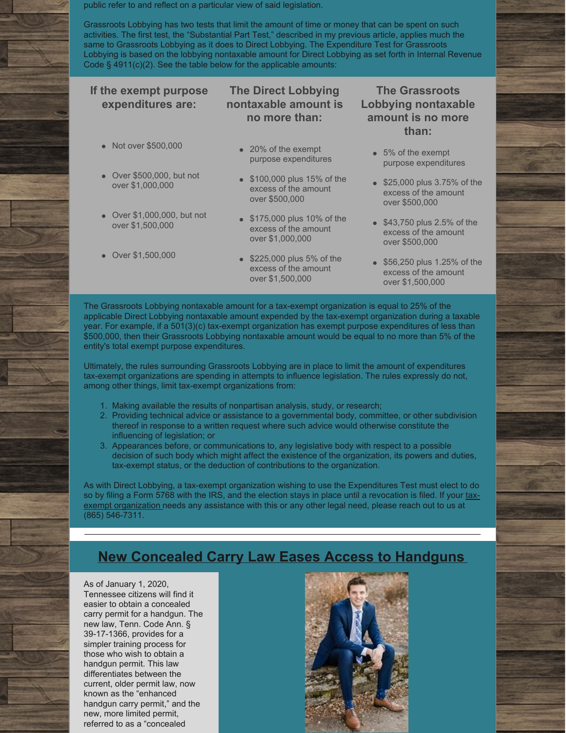public refer to and reflect on a particular view of said legislation.

Grassroots Lobbying has two tests that limit the amount of time or money that can be spent on such activities. The first test, the "Substantial Part Test," described in my previous article, applies much the same to Grassroots Lobbying as it does to Direct Lobbying. The Expenditure Test for Grassroots Lobbying is based on the lobbying nontaxable amount for Direct Lobbying as set forth in Internal Revenue Code § 4911(c)(2). See the table below for the applicable amounts:

| If the exempt purpose expenditures are: | The Direct Lobbying nontaxable amount is no more than: | The Grassroots Lobbying nontaxable amount is no more than: |
|---|---|---|
| Not over $500,000 | 20% of the exempt purpose expenditures | 5% of the exempt purpose expenditures |
| Over $500,000, but not over $1,000,000 | $100,000 plus 15% of the excess of the amount over $500,000 | $25,000 plus 3.75% of the excess of the amount over $500,000 |
| Over $1,000,000, but not over $1,500,000 | $175,000 plus 10% of the excess of the amount over $1,000,000 | $43,750 plus 2.5% of the excess of the amount over $500,000 |
| Over $1,500,000 | $225,000 plus 5% of the excess of the amount over $1,500,000 | $56,250 plus 1.25% of the excess of the amount over $1,500,000 |

The Grassroots Lobbying nontaxable amount for a tax-exempt organization is equal to 25% of the applicable Direct Lobbying nontaxable amount expended by the tax-exempt organization during a taxable year. For example, if a 501(3)(c) tax-exempt organization has exempt purpose expenditures of less than $500,000, then their Grassroots Lobbying nontaxable amount would be equal to no more than 5% of the entity's total exempt purpose expenditures.

Ultimately, the rules surrounding Grassroots Lobbying are in place to limit the amount of expenditures tax-exempt organizations are spending in attempts to influence legislation. The rules expressly do not, among other things, limit tax-exempt organizations from:

1. Making available the results of nonpartisan analysis, study, or research;
2. Providing technical advice or assistance to a governmental body, committee, or other subdivision thereof in response to a written request where such advice would otherwise constitute the influencing of legislation; or
3. Appearances before, or communications to, any legislative body with respect to a possible decision of such body which might affect the existence of the organization, its powers and duties, tax-exempt status, or the deduction of contributions to the organization.

As with Direct Lobbying, a tax-exempt organization wishing to use the Expenditures Test must elect to do so by filing a Form 5768 with the IRS, and the election stays in place until a revocation is filed. If your tax-exempt organization needs any assistance with this or any other legal need, please reach out to us at (865) 546-7311.

## New Concealed Carry Law Eases Access to Handguns

As of January 1, 2020, Tennessee citizens will find it easier to obtain a concealed carry permit for a handgun. The new law, Tenn. Code Ann. § 39-17-1366, provides for a simpler training process for those who wish to obtain a handgun permit. This law differentiates between the current, older permit law, now known as the "enhanced handgun carry permit," and the new, more limited permit, referred to as a "concealed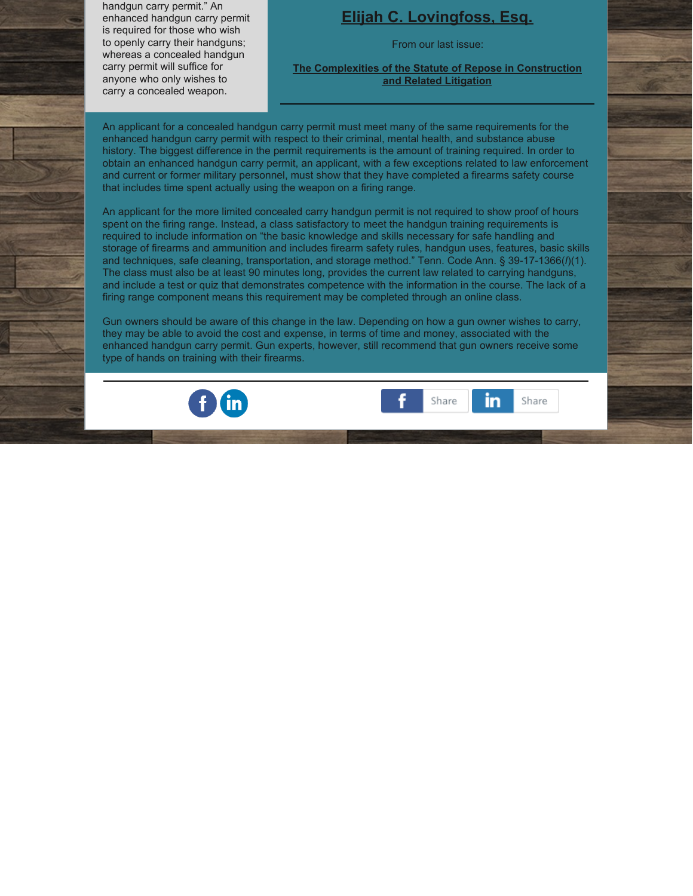handgun carry permit." An enhanced handgun carry permit is required for those who wish to openly carry their handguns; whereas a concealed handgun carry permit will suffice for anyone who only wishes to carry a concealed weapon.

## Elijah C. Lovingfoss, Esq.

From our last issue:

**The Complexities of the Statute of Repose in Construction and Related Litigation**

---

An applicant for a concealed handgun carry permit must meet many of the same requirements for the enhanced handgun carry permit with respect to their criminal, mental health, and substance abuse history. The biggest difference in the permit requirements is the amount of training required. In order to obtain an enhanced handgun carry permit, an applicant, with a few exceptions related to law enforcement and current or former military personnel, must show that they have completed a firearms safety course that includes time spent actually using the weapon on a firing range.

An applicant for the more limited concealed carry handgun permit is not required to show proof of hours spent on the firing range. Instead, a class satisfactory to meet the handgun training requirements is required to include information on "the basic knowledge and skills necessary for safe handling and storage of firearms and ammunition and includes firearm safety rules, handgun uses, features, basic skills and techniques, safe cleaning, transportation, and storage method." Tenn. Code Ann. § 39-17-1366(*l*)(1). The class must also be at least 90 minutes long, provides the current law related to carrying handguns, and include a test or quiz that demonstrates competence with the information in the course. The lack of a firing range component means this requirement may be completed through an online class.

Gun owners should be aware of this change in the law. Depending on how a gun owner wishes to carry, they may be able to avoid the cost and expense, in terms of time and money, associated with the enhanced handgun carry permit. Gun experts, however, still recommend that gun owners receive some type of hands on training with their firearms.

---

Share Share